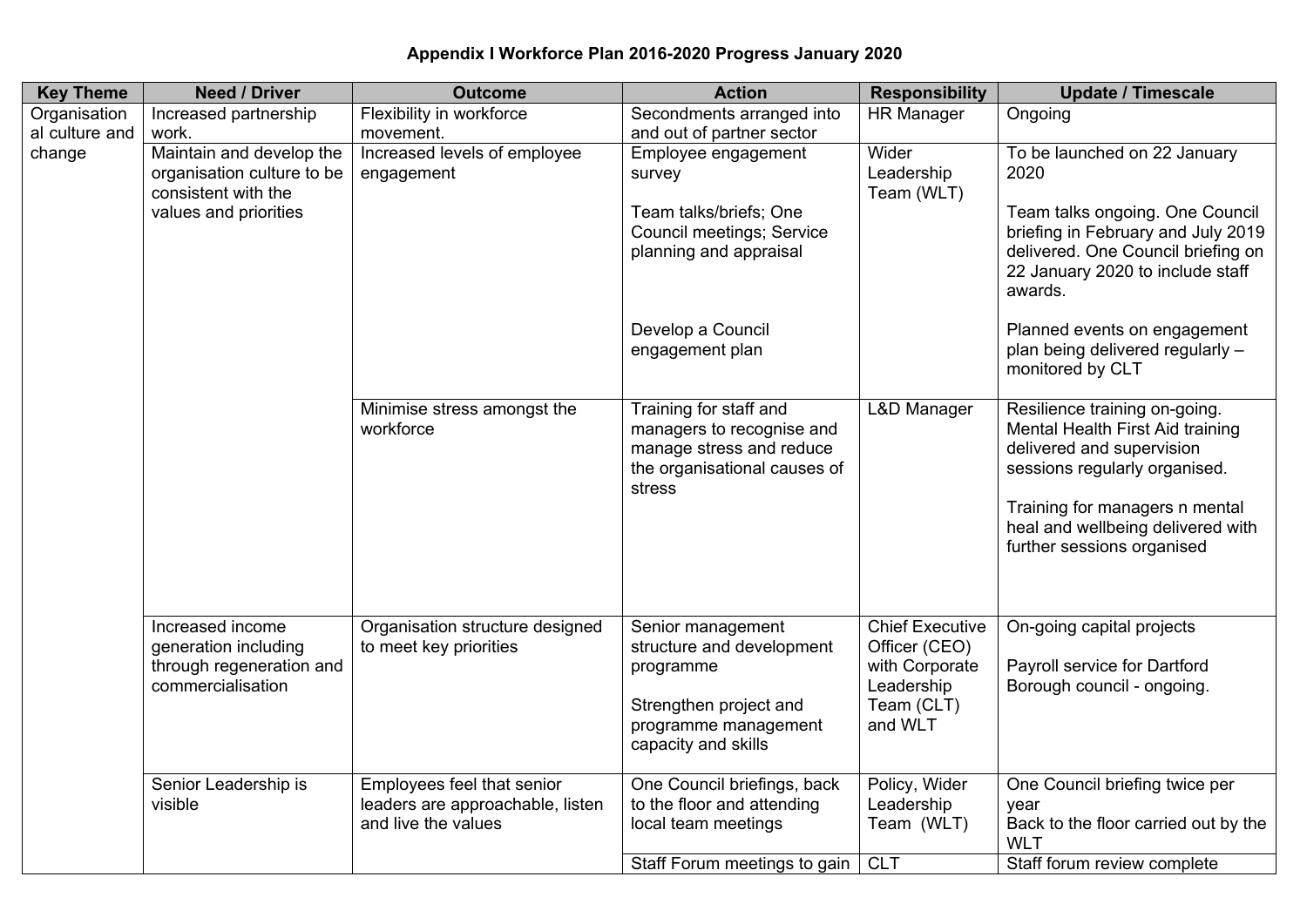# Appendix I Workforce Plan 2016-2020 Progress January 2020

| Key Theme | Need / Driver | Outcome | Action | Responsibility | Update / Timescale |
|---|---|---|---|---|---|
| Organisational culture and change | Increased partnership work. | Flexibility in workforce movement. | Secondments arranged into and out of partner sector | HR Manager | Ongoing |
| | Maintain and develop the organisation culture to be consistent with the values and priorities | Increased levels of employee engagement | Employee engagement survey<br><br>Team talks/briefs; One Council meetings; Service planning and appraisal<br><br>Develop a Council engagement plan | Wider Leadership Team (WLT) | To be launched on 22 January 2020<br><br>Team talks ongoing. One Council briefing in February and July 2019 delivered. One Council briefing on 22 January 2020 to include staff awards.<br><br>Planned events on engagement plan being delivered regularly – monitored by CLT |
| | | Minimise stress amongst the workforce | Training for staff and managers to recognise and manage stress and reduce the organisational causes of stress | L&D Manager | Resilience training on-going. Mental Health First Aid training delivered and supervision sessions regularly organised.<br><br>Training for managers n mental heal and wellbeing delivered with further sessions organised |
| | Increased income generation including through regeneration and commercialisation | Organisation structure designed to meet key priorities | Senior management structure and development programme<br><br>Strengthen project and programme management capacity and skills | Chief Executive Officer (CEO) with Corporate Leadership Team (CLT) and WLT | On-going capital projects<br><br>Payroll service for Dartford Borough council - ongoing. |
| | Senior Leadership is visible | Employees feel that senior leaders are approachable, listen and live the values | One Council briefings, back to the floor and attending local team meetings | Policy, Wider Leadership Team (WLT) | One Council briefing twice per year<br>Back to the floor carried out by the WLT |
| | | | Staff Forum meetings to gain | CLT | Staff forum review complete |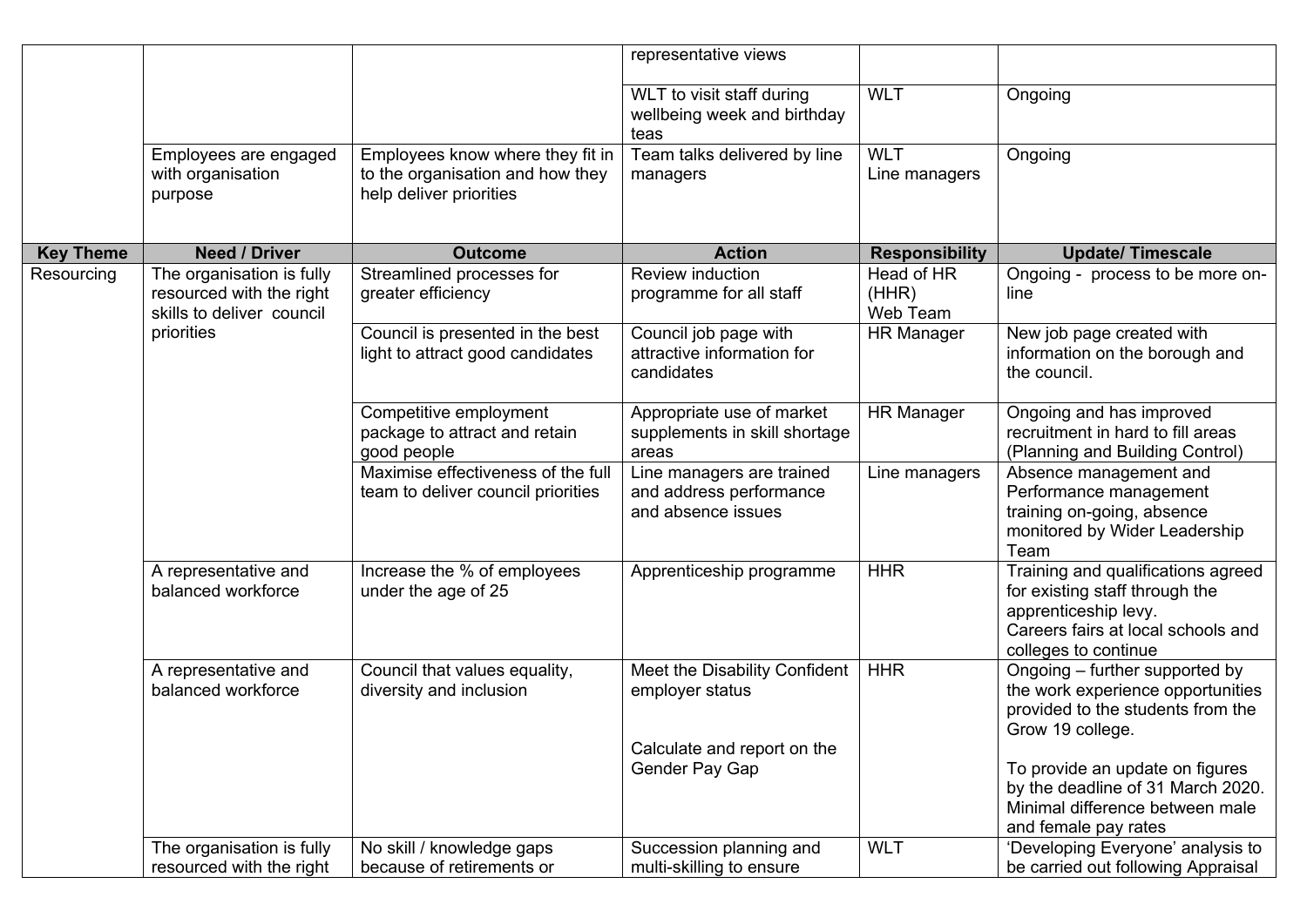| | | | representative views | | |
|---|---|---|---|---|---|
| | | | WLT to visit staff during wellbeing week and birthday teas | WLT | Ongoing |
| | Employees are engaged with organisation purpose | Employees know where they fit in to the organisation and how they help deliver priorities | Team talks delivered by line managers | WLT<br>Line managers | Ongoing |
| **Key Theme** | **Need / Driver** | **Outcome** | **Action** | **Responsibility** | **Update/ Timescale** |
| Resourcing | The organisation is fully resourced with the right skills to deliver council priorities | Streamlined processes for greater efficiency | Review induction programme for all staff | Head of HR (HHR)<br>Web Team | Ongoing - process to be more on-line |
| | | Council is presented in the best light to attract good candidates | Council job page with attractive information for candidates | HR Manager | New job page created with information on the borough and the council. |
| | | Competitive employment package to attract and retain good people | Appropriate use of market supplements in skill shortage areas | HR Manager | Ongoing and has improved recruitment in hard to fill areas (Planning and Building Control) |
| | | Maximise effectiveness of the full team to deliver council priorities | Line managers are trained and address performance and absence issues | Line managers | Absence management and Performance management training on-going, absence monitored by Wider Leadership Team |
| | A representative and balanced workforce | Increase the % of employees under the age of 25 | Apprenticeship programme | HHR | Training and qualifications agreed for existing staff through the apprenticeship levy.<br>Careers fairs at local schools and colleges to continue |
| | A representative and balanced workforce | Council that values equality, diversity and inclusion | Meet the Disability Confident employer status<br><br>Calculate and report on the Gender Pay Gap | HHR | Ongoing – further supported by the work experience opportunities provided to the students from the Grow 19 college.<br><br>To provide an update on figures by the deadline of 31 March 2020. Minimal difference between male and female pay rates |
| | The organisation is fully resourced with the right | No skill / knowledge gaps because of retirements or | Succession planning and multi-skilling to ensure | WLT | 'Developing Everyone' analysis to be carried out following Appraisal |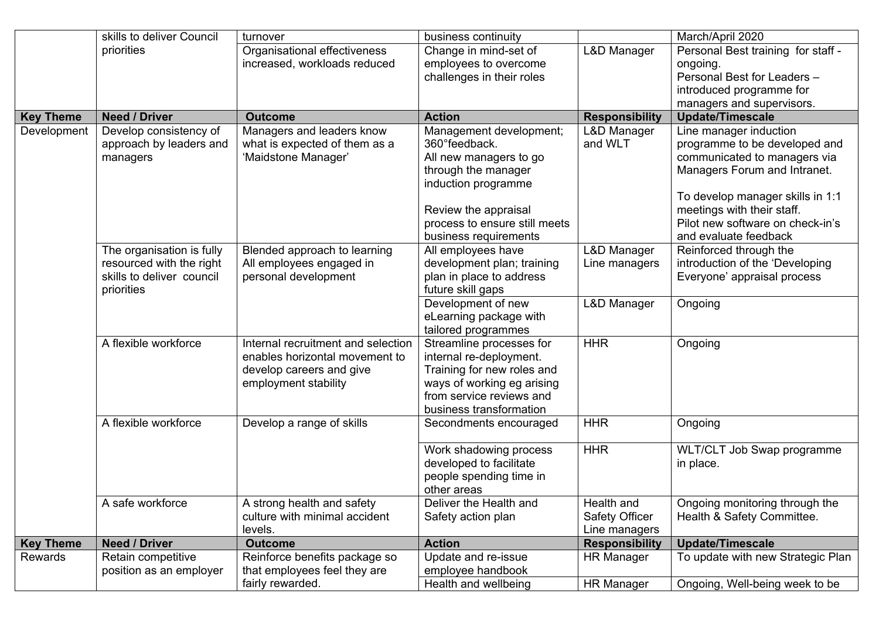| | skills to deliver Council priorities | turnover | business continuity | | March/April 2020 |
|---|---|---|---|---|---|
| | | Organisational effectiveness increased, workloads reduced | Change in mind-set of employees to overcome challenges in their roles | L&D Manager | Personal Best training for staff - ongoing. Personal Best for Leaders – introduced programme for managers and supervisors. |
| **Key Theme** | **Need / Driver** | **Outcome** | **Action** | **Responsibility** | **Update/Timescale** |
| Development | Develop consistency of approach by leaders and managers | Managers and leaders know what is expected of them as a 'Maidstone Manager' | Management development; 360°feedback. All new managers to go through the manager induction programme<br><br>Review the appraisal process to ensure still meets business requirements | L&D Manager and WLT | Line manager induction programme to be developed and communicated to managers via Managers Forum and Intranet.<br><br>To develop manager skills in 1:1 meetings with their staff. Pilot new software on check-in's and evaluate feedback |
| | The organisation is fully resourced with the right skills to deliver council priorities | Blended approach to learning All employees engaged in personal development | All employees have development plan; training plan in place to address future skill gaps | L&D Manager Line managers | Reinforced through the introduction of the 'Developing Everyone' appraisal process |
| | | | Development of new eLearning package with tailored programmes | L&D Manager | Ongoing |
| | A flexible workforce | Internal recruitment and selection enables horizontal movement to develop careers and give employment stability | Streamline processes for internal re-deployment. Training for new roles and ways of working eg arising from service reviews and business transformation | HHR | Ongoing |
| | A flexible workforce | Develop a range of skills | Secondments encouraged | HHR | Ongoing |
| | | | Work shadowing process developed to facilitate people spending time in other areas | HHR | WLT/CLT Job Swap programme in place. |
| | A safe workforce | A strong health and safety culture with minimal accident levels. | Deliver the Health and Safety action plan | Health and Safety Officer Line managers | Ongoing monitoring through the Health & Safety Committee. |
| **Key Theme** | **Need / Driver** | **Outcome** | **Action** | **Responsibility** | **Update/Timescale** |
| Rewards | Retain competitive position as an employer | Reinforce benefits package so that employees feel they are fairly rewarded. | Update and re-issue employee handbook | HR Manager | To update with new Strategic Plan |
| | | | Health and wellbeing | HR Manager | Ongoing, Well-being week to be |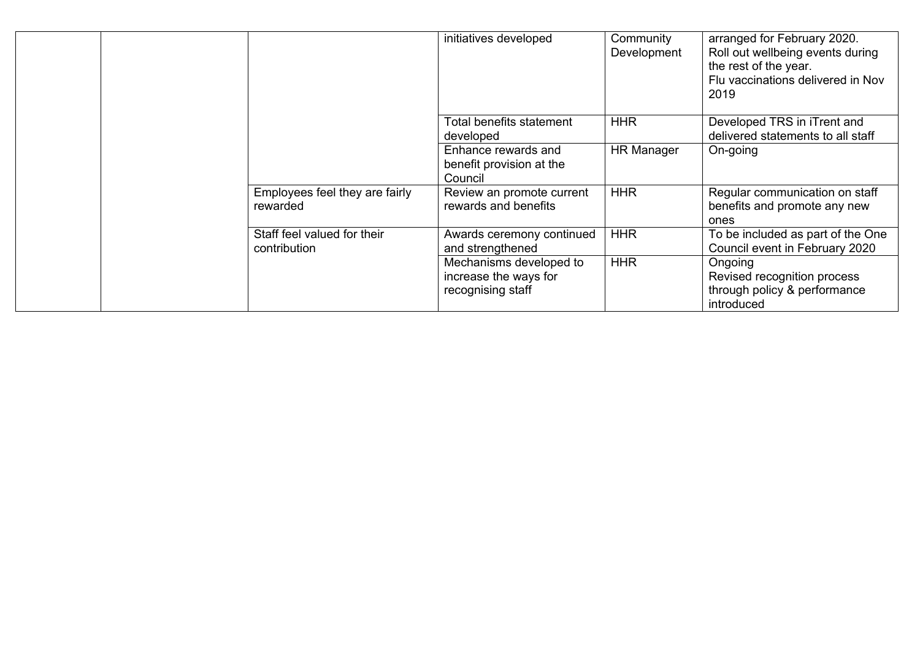| | | | | | |
|---|---|---|---|---|---|
| | | | initiatives developed | Community Development | arranged for February 2020.<br>Roll out wellbeing events during the rest of the year.<br>Flu vaccinations delivered in Nov 2019 |
| | | | Total benefits statement developed | HHR | Developed TRS in iTrent and delivered statements to all staff |
| | | | Enhance rewards and benefit provision at the Council | HR Manager | On-going |
| | | Employees feel they are fairly rewarded | Review an promote current rewards and benefits | HHR | Regular communication on staff benefits and promote any new ones |
| | | Staff feel valued for their contribution | Awards ceremony continued and strengthened | HHR | To be included as part of the One Council event in February 2020 |
| | | | Mechanisms developed to increase the ways for recognising staff | HHR | Ongoing<br>Revised recognition process through policy & performance introduced |